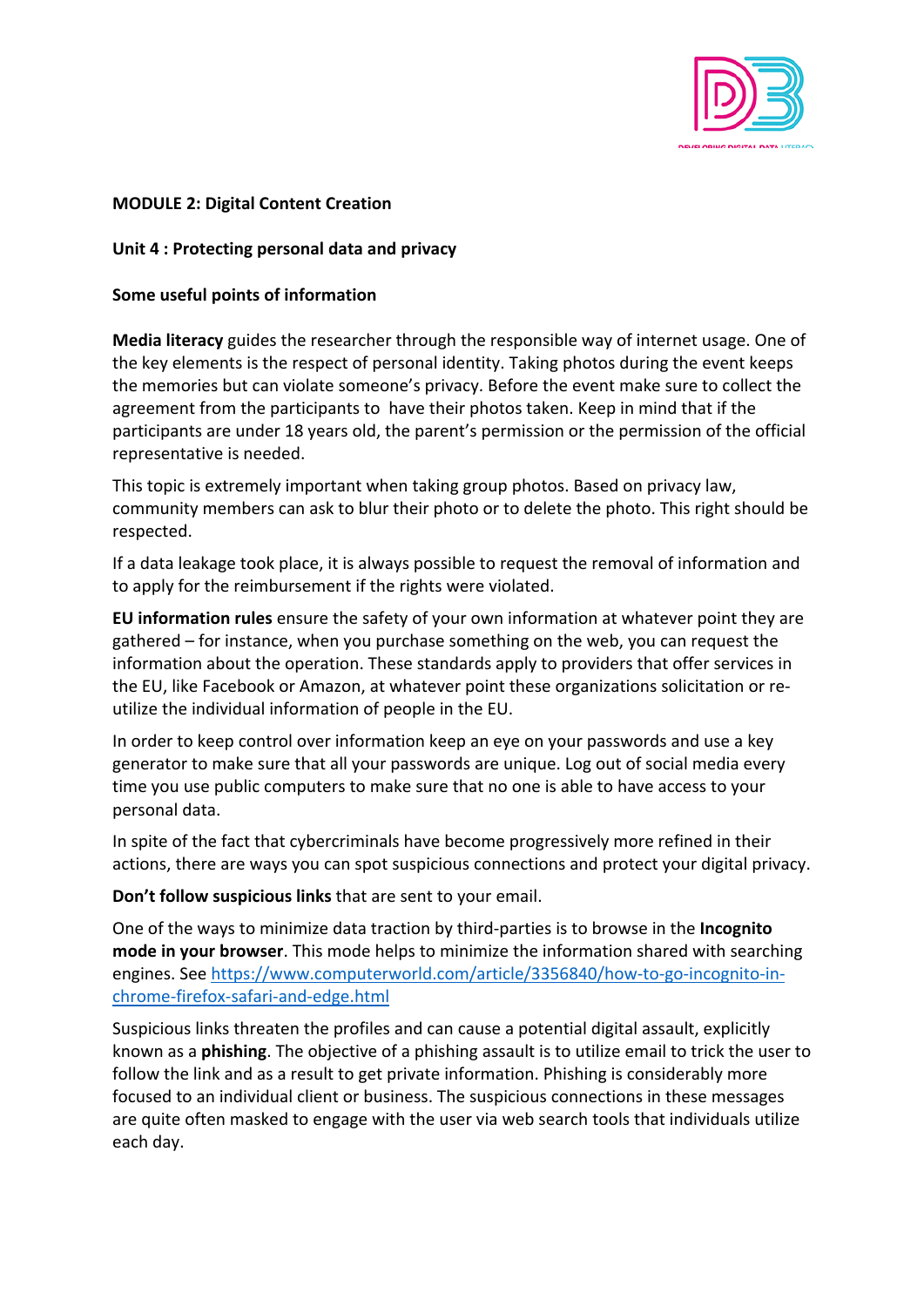**MODULE 2: Digital Content Creation**

**Unit 4 : Protecting personal data and privacy**

**Some useful points of information**

**Media literacy** guides the researcher through the responsible way of internet usage. One of the key elements is the respect of personal identity. Taking photos during the event keeps the memories but can violate someone's privacy. Before the event make sure to collect the agreement from the participants to have their photos taken. Keep in mind that if the participants are under 18 years old, the parent's permission or the permission of the official representative is needed.

This topic is extremely important when taking group photos. Based on privacy law, community members can ask to blur their photo or to delete the photo. This right should be respected.

If a data leakage took place, it is always possible to request the removal of information and to apply for the reimbursement if the rights were violated.

**EU information rules** ensure the safety of your own information at whatever point they are gathered – for instance, when you purchase something on the web, you can request the information about the operation. These standards apply to providers that offer services in the EU, like Facebook or Amazon, at whatever point these organizations solicitation or re-utilize the individual information of people in the EU.

In order to keep control over information keep an eye on your passwords and use a key generator to make sure that all your passwords are unique. Log out of social media every time you use public computers to make sure that no one is able to have access to your personal data.

In spite of the fact that cybercriminals have become progressively more refined in their actions, there are ways you can spot suspicious connections and protect your digital privacy.

**Don't follow suspicious links** that are sent to your email.

One of the ways to minimize data traction by third-parties is to browse in the **Incognito mode in your browser**. This mode helps to minimize the information shared with searching engines. See https://www.computerworld.com/article/3356840/how-to-go-incognito-in-chrome-firefox-safari-and-edge.html

Suspicious links threaten the profiles and can cause a potential digital assault, explicitly known as a **phishing**. The objective of a phishing assault is to utilize email to trick the user to follow the link and as a result to get private information. Phishing is considerably more focused to an individual client or business. The suspicious connections in these messages are quite often masked to engage with the user via web search tools that individuals utilize each day.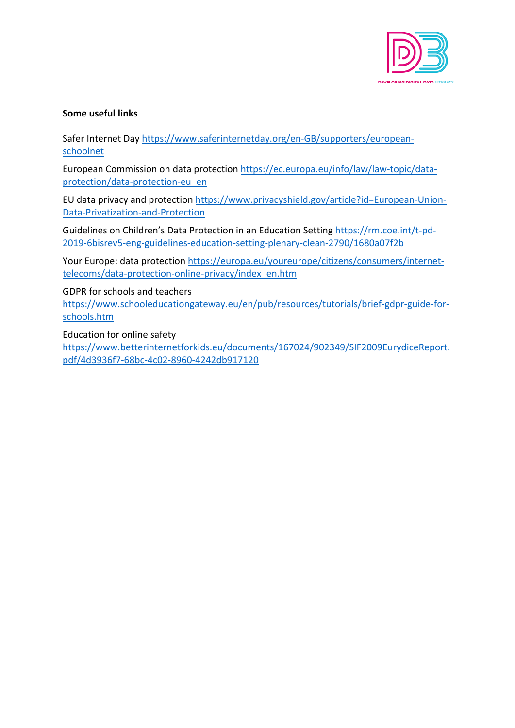**Some useful links**

Safer Internet Day https://www.saferinternetday.org/en-GB/supporters/european-schoolnet

European Commission on data protection https://ec.europa.eu/info/law/law-topic/data-protection/data-protection-eu_en

EU data privacy and protection https://www.privacyshield.gov/article?id=European-Union-Data-Privatization-and-Protection

Guidelines on Children's Data Protection in an Education Setting https://rm.coe.int/t-pd-2019-6bisrev5-eng-guidelines-education-setting-plenary-clean-2790/1680a07f2b

Your Europe: data protection https://europa.eu/youreurope/citizens/consumers/internet-telecoms/data-protection-online-privacy/index_en.htm

GDPR for schools and teachers
https://www.schooleducationgateway.eu/en/pub/resources/tutorials/brief-gdpr-guide-for-schools.htm

Education for online safety
https://www.betterinternetforkids.eu/documents/167024/902349/SIF2009EurydiceReport.pdf/4d3936f7-68bc-4c02-8960-4242db917120